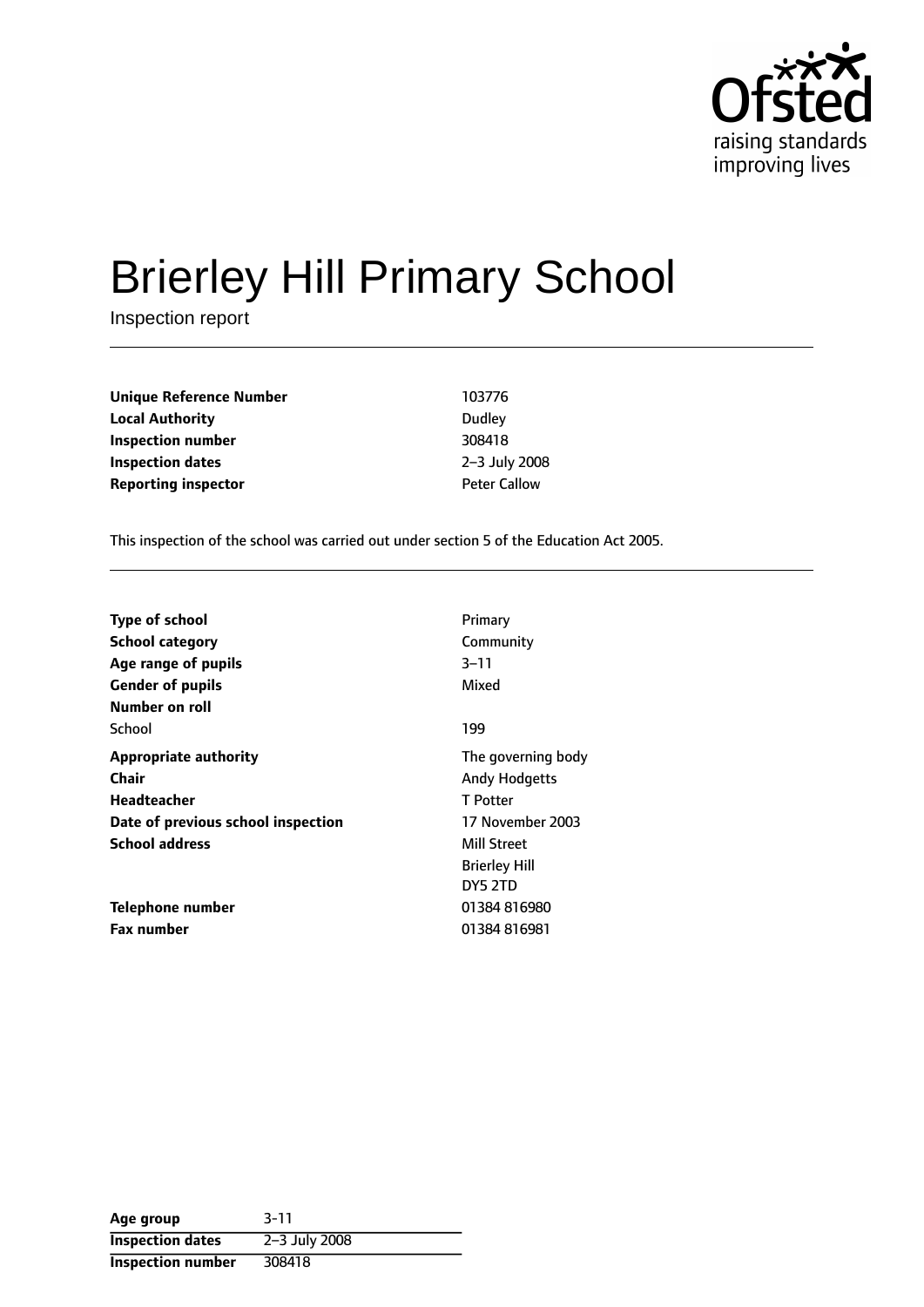Ofsted
raising standards
improving lives

# Brierley Hill Primary School

Inspection report

| | |
|---|---|
| **Unique Reference Number** | 103776 |
| **Local Authority** | Dudley |
| **Inspection number** | 308418 |
| **Inspection dates** | 2–3 July 2008 |
| **Reporting inspector** | Peter Callow |

This inspection of the school was carried out under section 5 of the Education Act 2005.

| | |
|---|---|
| **Type of school** | Primary |
| **School category** | Community |
| **Age range of pupils** | 3–11 |
| **Gender of pupils** | Mixed |
| **Number on roll** | |
| School | 199 |
| **Appropriate authority** | The governing body |
| **Chair** | Andy Hodgetts |
| **Headteacher** | T Potter |
| **Date of previous school inspection** | 17 November 2003 |
| **School address** | Mill Street<br>Brierley Hill<br>DY5 2TD |
| **Telephone number** | 01384 816980 |
| **Fax number** | 01384 816981 |

| | |
|---|---|
| **Age group** | 3-11 |
| **Inspection dates** | 2–3 July 2008 |
| **Inspection number** | 308418 |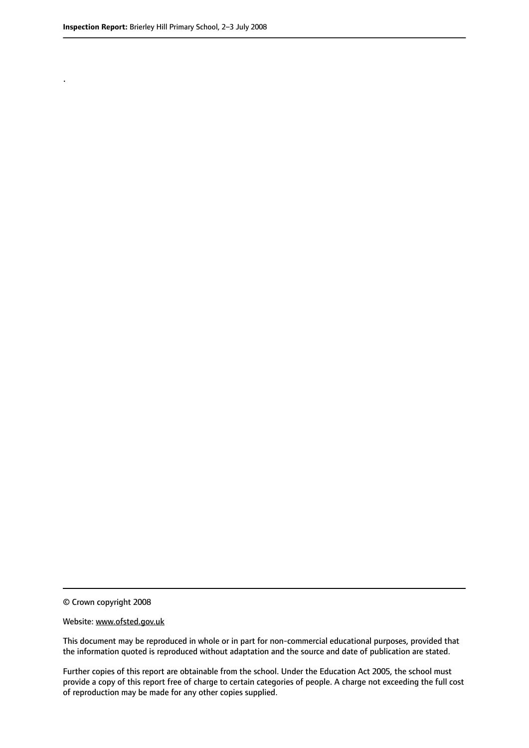.

© Crown copyright 2008

Website: www.ofsted.gov.uk

This document may be reproduced in whole or in part for non-commercial educational purposes, provided that the information quoted is reproduced without adaptation and the source and date of publication are stated.

Further copies of this report are obtainable from the school. Under the Education Act 2005, the school must provide a copy of this report free of charge to certain categories of people. A charge not exceeding the full cost of reproduction may be made for any other copies supplied.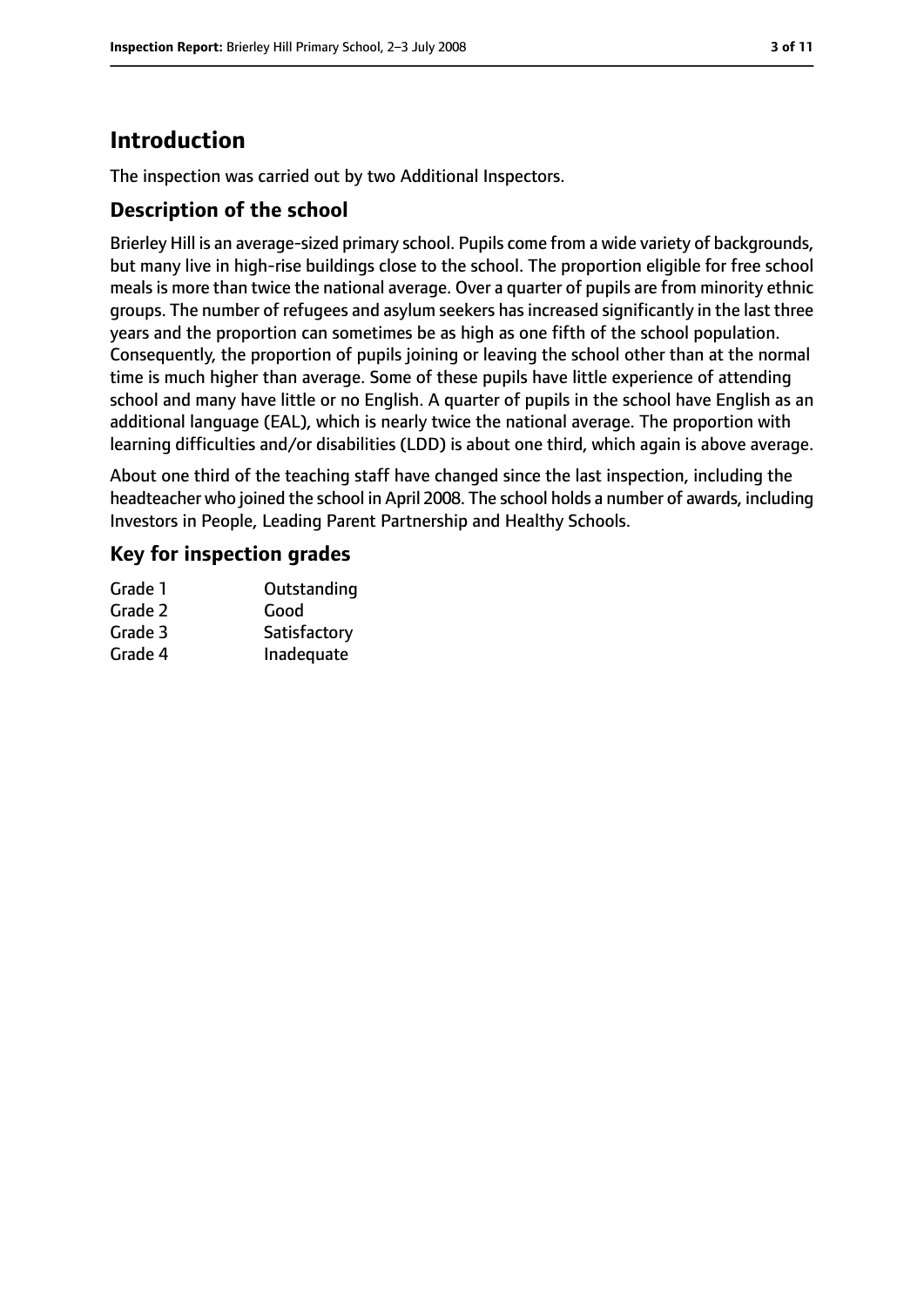# Introduction

The inspection was carried out by two Additional Inspectors.

## Description of the school

Brierley Hill is an average-sized primary school. Pupils come from a wide variety of backgrounds, but many live in high-rise buildings close to the school. The proportion eligible for free school meals is more than twice the national average. Over a quarter of pupils are from minority ethnic groups. The number of refugees and asylum seekers has increased significantly in the last three years and the proportion can sometimes be as high as one fifth of the school population. Consequently, the proportion of pupils joining or leaving the school other than at the normal time is much higher than average. Some of these pupils have little experience of attending school and many have little or no English. A quarter of pupils in the school have English as an additional language (EAL), which is nearly twice the national average. The proportion with learning difficulties and/or disabilities (LDD) is about one third, which again is above average.

About one third of the teaching staff have changed since the last inspection, including the headteacher who joined the school in April 2008. The school holds a number of awards, including Investors in People, Leading Parent Partnership and Healthy Schools.

## Key for inspection grades

| | |
|---|---|
| Grade 1 | Outstanding |
| Grade 2 | Good |
| Grade 3 | Satisfactory |
| Grade 4 | Inadequate |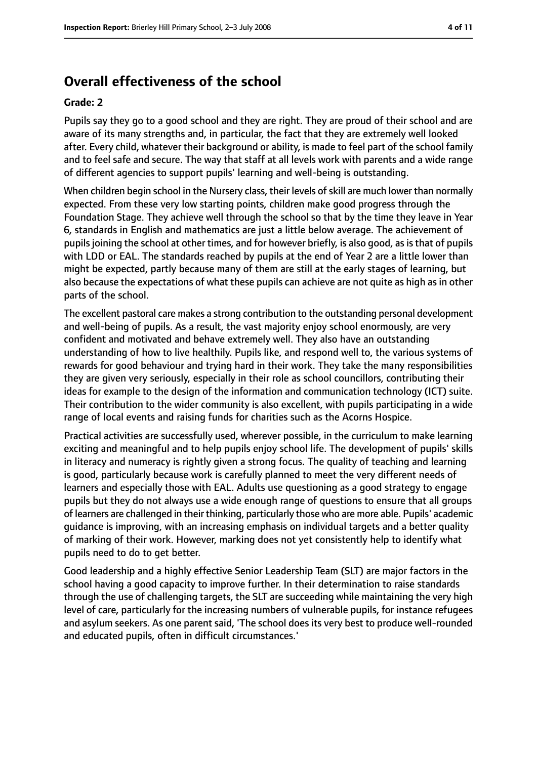## Overall effectiveness of the school

**Grade: 2**

Pupils say they go to a good school and they are right. They are proud of their school and are aware of its many strengths and, in particular, the fact that they are extremely well looked after. Every child, whatever their background or ability, is made to feel part of the school family and to feel safe and secure. The way that staff at all levels work with parents and a wide range of different agencies to support pupils' learning and well-being is outstanding.

When children begin school in the Nursery class, their levels of skill are much lower than normally expected. From these very low starting points, children make good progress through the Foundation Stage. They achieve well through the school so that by the time they leave in Year 6, standards in English and mathematics are just a little below average. The achievement of pupils joining the school at other times, and for however briefly, is also good, as is that of pupils with LDD or EAL. The standards reached by pupils at the end of Year 2 are a little lower than might be expected, partly because many of them are still at the early stages of learning, but also because the expectations of what these pupils can achieve are not quite as high as in other parts of the school.

The excellent pastoral care makes a strong contribution to the outstanding personal development and well-being of pupils. As a result, the vast majority enjoy school enormously, are very confident and motivated and behave extremely well. They also have an outstanding understanding of how to live healthily. Pupils like, and respond well to, the various systems of rewards for good behaviour and trying hard in their work. They take the many responsibilities they are given very seriously, especially in their role as school councillors, contributing their ideas for example to the design of the information and communication technology (ICT) suite. Their contribution to the wider community is also excellent, with pupils participating in a wide range of local events and raising funds for charities such as the Acorns Hospice.

Practical activities are successfully used, wherever possible, in the curriculum to make learning exciting and meaningful and to help pupils enjoy school life. The development of pupils' skills in literacy and numeracy is rightly given a strong focus. The quality of teaching and learning is good, particularly because work is carefully planned to meet the very different needs of learners and especially those with EAL. Adults use questioning as a good strategy to engage pupils but they do not always use a wide enough range of questions to ensure that all groups of learners are challenged in their thinking, particularly those who are more able. Pupils' academic guidance is improving, with an increasing emphasis on individual targets and a better quality of marking of their work. However, marking does not yet consistently help to identify what pupils need to do to get better.

Good leadership and a highly effective Senior Leadership Team (SLT) are major factors in the school having a good capacity to improve further. In their determination to raise standards through the use of challenging targets, the SLT are succeeding while maintaining the very high level of care, particularly for the increasing numbers of vulnerable pupils, for instance refugees and asylum seekers. As one parent said, 'The school does its very best to produce well-rounded and educated pupils, often in difficult circumstances.'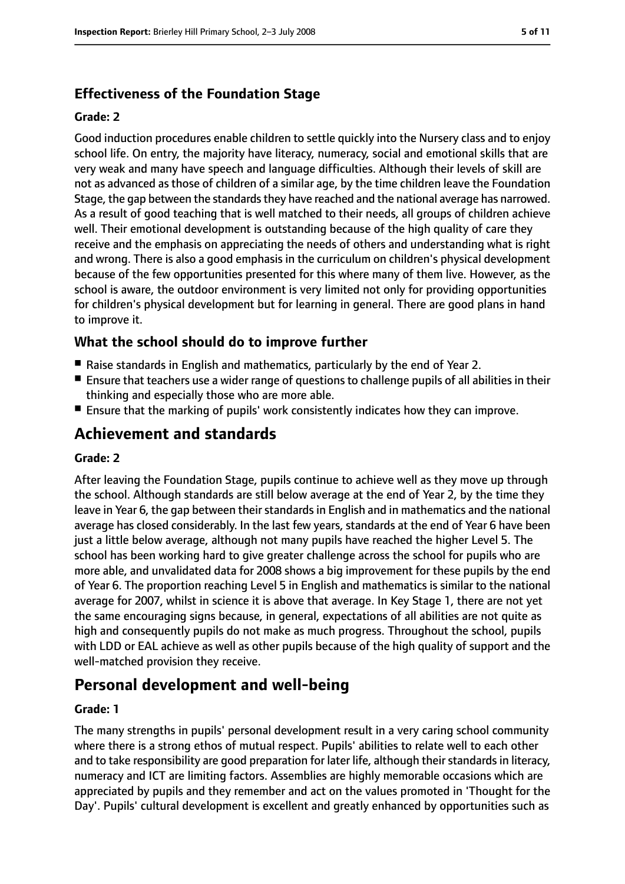### Effectiveness of the Foundation Stage

#### Grade: 2

Good induction procedures enable children to settle quickly into the Nursery class and to enjoy school life. On entry, the majority have literacy, numeracy, social and emotional skills that are very weak and many have speech and language difficulties. Although their levels of skill are not as advanced as those of children of a similar age, by the time children leave the Foundation Stage, the gap between the standards they have reached and the national average has narrowed. As a result of good teaching that is well matched to their needs, all groups of children achieve well. Their emotional development is outstanding because of the high quality of care they receive and the emphasis on appreciating the needs of others and understanding what is right and wrong. There is also a good emphasis in the curriculum on children's physical development because of the few opportunities presented for this where many of them live. However, as the school is aware, the outdoor environment is very limited not only for providing opportunities for children's physical development but for learning in general. There are good plans in hand to improve it.

### What the school should do to improve further

- Raise standards in English and mathematics, particularly by the end of Year 2.
- Ensure that teachers use a wider range of questions to challenge pupils of all abilities in their thinking and especially those who are more able.
- Ensure that the marking of pupils' work consistently indicates how they can improve.

## Achievement and standards

#### Grade: 2

After leaving the Foundation Stage, pupils continue to achieve well as they move up through the school. Although standards are still below average at the end of Year 2, by the time they leave in Year 6, the gap between their standards in English and in mathematics and the national average has closed considerably. In the last few years, standards at the end of Year 6 have been just a little below average, although not many pupils have reached the higher Level 5. The school has been working hard to give greater challenge across the school for pupils who are more able, and unvalidated data for 2008 shows a big improvement for these pupils by the end of Year 6. The proportion reaching Level 5 in English and mathematics is similar to the national average for 2007, whilst in science it is above that average. In Key Stage 1, there are not yet the same encouraging signs because, in general, expectations of all abilities are not quite as high and consequently pupils do not make as much progress. Throughout the school, pupils with LDD or EAL achieve as well as other pupils because of the high quality of support and the well-matched provision they receive.

## Personal development and well-being

#### Grade: 1

The many strengths in pupils' personal development result in a very caring school community where there is a strong ethos of mutual respect. Pupils' abilities to relate well to each other and to take responsibility are good preparation for later life, although their standards in literacy, numeracy and ICT are limiting factors. Assemblies are highly memorable occasions which are appreciated by pupils and they remember and act on the values promoted in 'Thought for the Day'. Pupils' cultural development is excellent and greatly enhanced by opportunities such as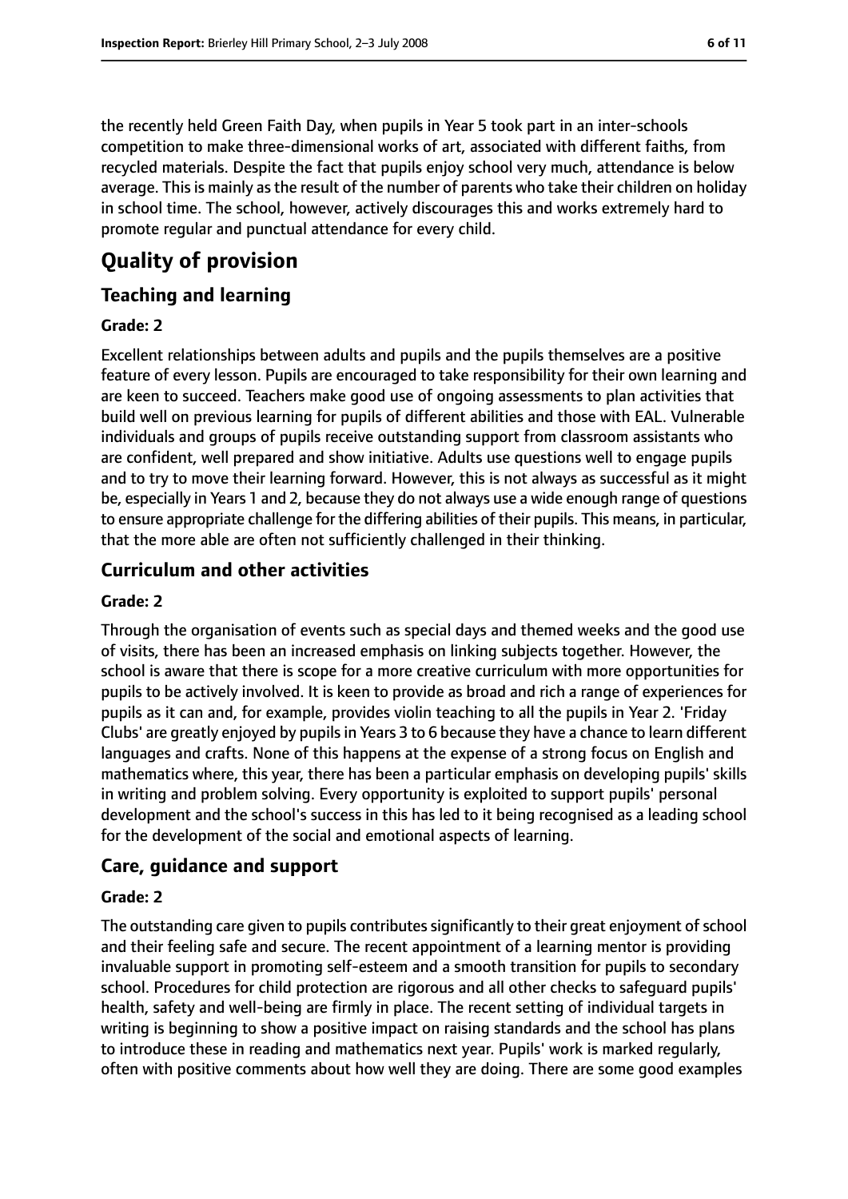the recently held Green Faith Day, when pupils in Year 5 took part in an inter-schools competition to make three-dimensional works of art, associated with different faiths, from recycled materials. Despite the fact that pupils enjoy school very much, attendance is below average. This is mainly as the result of the number of parents who take their children on holiday in school time. The school, however, actively discourages this and works extremely hard to promote regular and punctual attendance for every child.

# Quality of provision

## Teaching and learning

### Grade: 2

Excellent relationships between adults and pupils and the pupils themselves are a positive feature of every lesson. Pupils are encouraged to take responsibility for their own learning and are keen to succeed. Teachers make good use of ongoing assessments to plan activities that build well on previous learning for pupils of different abilities and those with EAL. Vulnerable individuals and groups of pupils receive outstanding support from classroom assistants who are confident, well prepared and show initiative. Adults use questions well to engage pupils and to try to move their learning forward. However, this is not always as successful as it might be, especially in Years 1 and 2, because they do not always use a wide enough range of questions to ensure appropriate challenge for the differing abilities of their pupils. This means, in particular, that the more able are often not sufficiently challenged in their thinking.

## Curriculum and other activities

### Grade: 2

Through the organisation of events such as special days and themed weeks and the good use of visits, there has been an increased emphasis on linking subjects together. However, the school is aware that there is scope for a more creative curriculum with more opportunities for pupils to be actively involved. It is keen to provide as broad and rich a range of experiences for pupils as it can and, for example, provides violin teaching to all the pupils in Year 2. 'Friday Clubs' are greatly enjoyed by pupils in Years 3 to 6 because they have a chance to learn different languages and crafts. None of this happens at the expense of a strong focus on English and mathematics where, this year, there has been a particular emphasis on developing pupils' skills in writing and problem solving. Every opportunity is exploited to support pupils' personal development and the school's success in this has led to it being recognised as a leading school for the development of the social and emotional aspects of learning.

## Care, guidance and support

### Grade: 2

The outstanding care given to pupils contributes significantly to their great enjoyment of school and their feeling safe and secure. The recent appointment of a learning mentor is providing invaluable support in promoting self-esteem and a smooth transition for pupils to secondary school. Procedures for child protection are rigorous and all other checks to safeguard pupils' health, safety and well-being are firmly in place. The recent setting of individual targets in writing is beginning to show a positive impact on raising standards and the school has plans to introduce these in reading and mathematics next year. Pupils' work is marked regularly, often with positive comments about how well they are doing. There are some good examples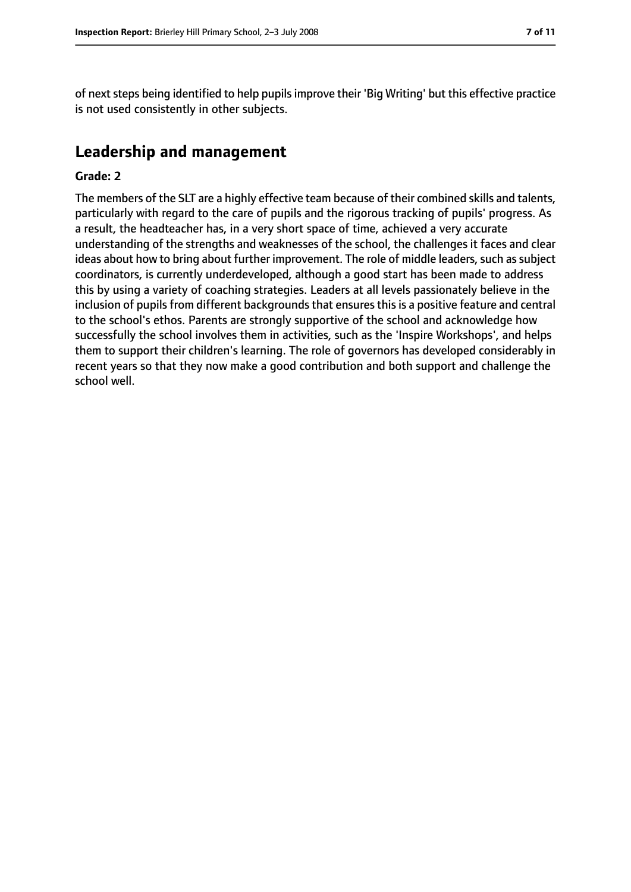of next steps being identified to help pupils improve their 'Big Writing' but this effective practice is not used consistently in other subjects.

## Leadership and management

**Grade: 2**

The members of the SLT are a highly effective team because of their combined skills and talents, particularly with regard to the care of pupils and the rigorous tracking of pupils' progress. As a result, the headteacher has, in a very short space of time, achieved a very accurate understanding of the strengths and weaknesses of the school, the challenges it faces and clear ideas about how to bring about further improvement. The role of middle leaders, such as subject coordinators, is currently underdeveloped, although a good start has been made to address this by using a variety of coaching strategies. Leaders at all levels passionately believe in the inclusion of pupils from different backgrounds that ensures this is a positive feature and central to the school's ethos. Parents are strongly supportive of the school and acknowledge how successfully the school involves them in activities, such as the 'Inspire Workshops', and helps them to support their children's learning. The role of governors has developed considerably in recent years so that they now make a good contribution and both support and challenge the school well.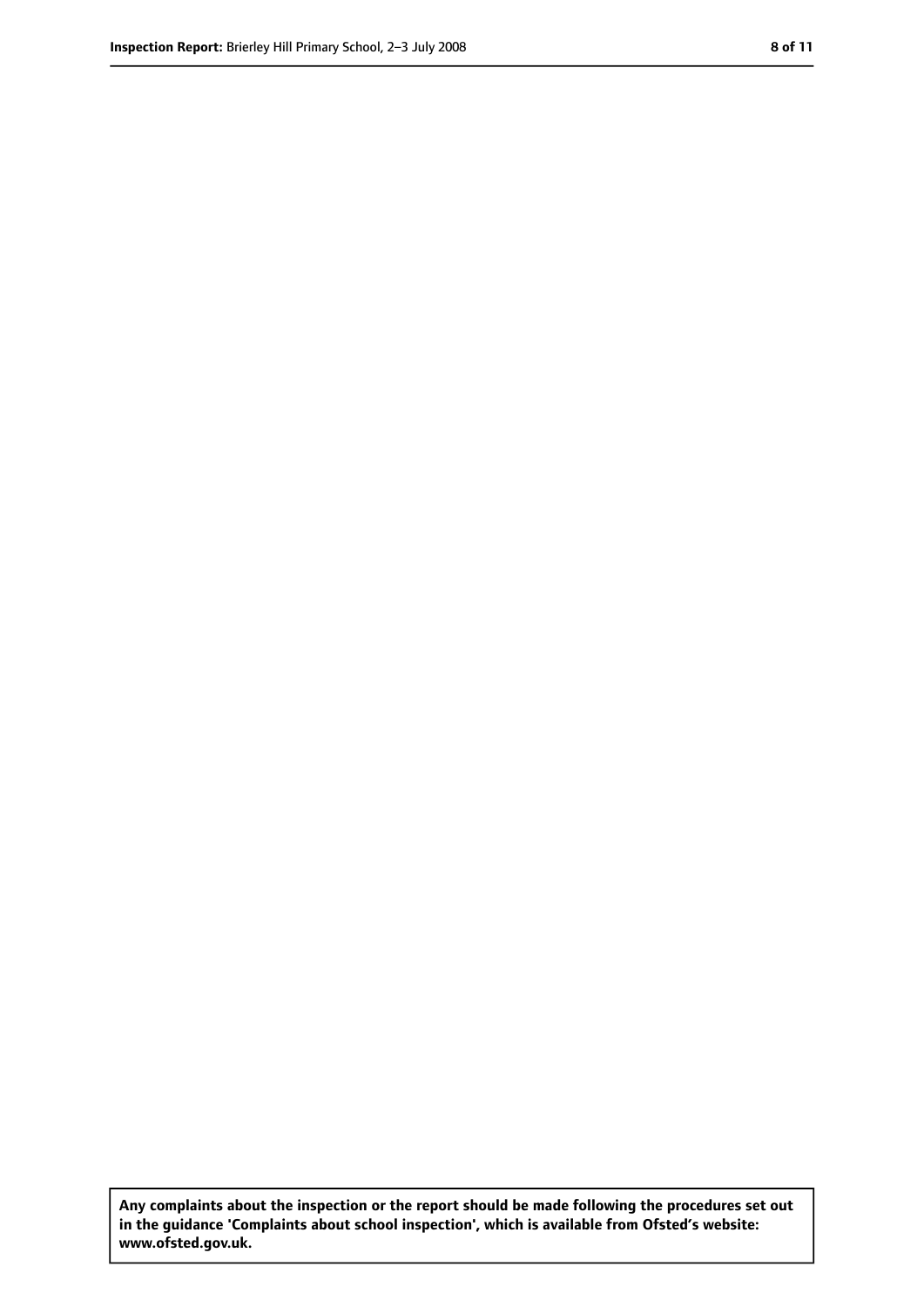**Any complaints about the inspection or the report should be made following the procedures set out in the guidance 'Complaints about school inspection', which is available from Ofsted's website: www.ofsted.gov.uk.**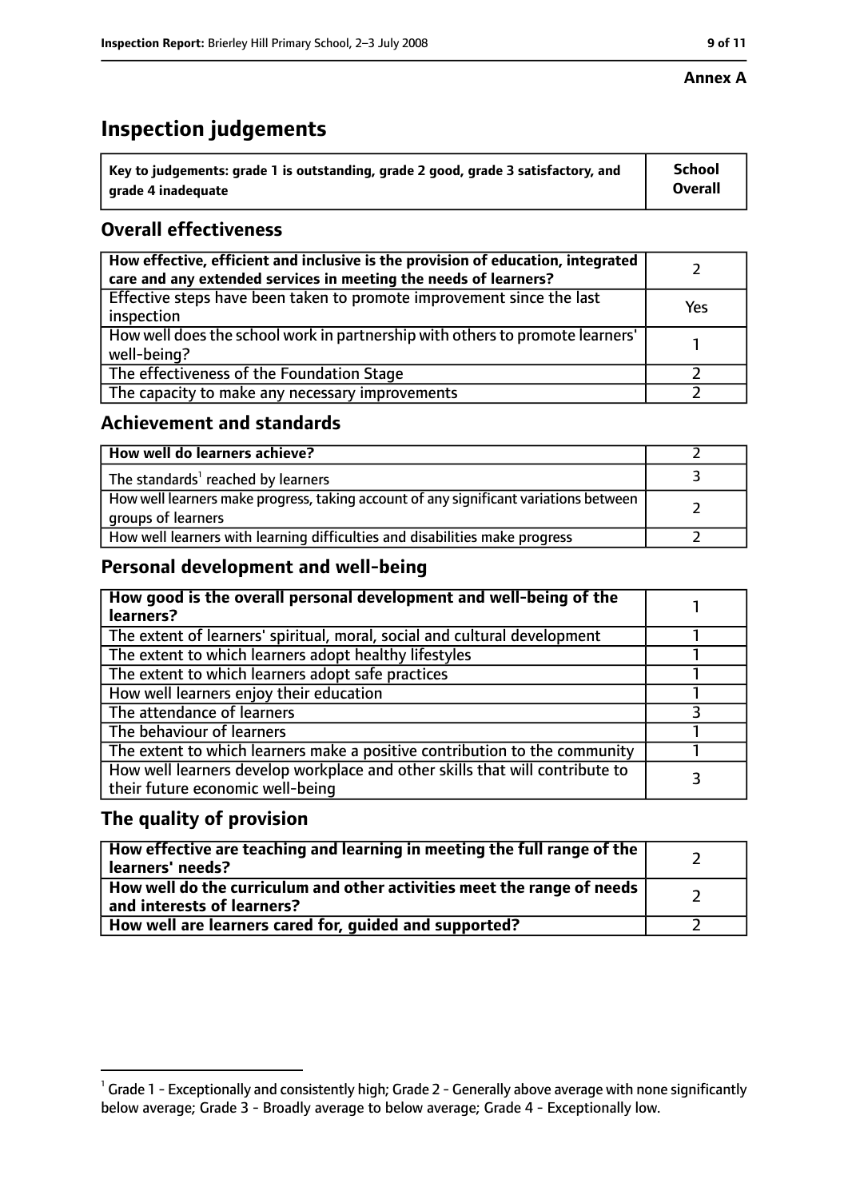**Annex A**

# Inspection judgements

| Key to judgements: grade 1 is outstanding, grade 2 good, grade 3 satisfactory, and grade 4 inadequate | School Overall |
|---|---|

## Overall effectiveness

| | |
|---|---|
| **How effective, efficient and inclusive is the provision of education, integrated care and any extended services in meeting the needs of learners?** | 2 |
| Effective steps have been taken to promote improvement since the last inspection | Yes |
| How well does the school work in partnership with others to promote learners' well-being? | 1 |
| The effectiveness of the Foundation Stage | 2 |
| The capacity to make any necessary improvements | 2 |

## Achievement and standards

| | |
|---|---|
| **How well do learners achieve?** | 2 |
| The standards[1] reached by learners | 3 |
| How well learners make progress, taking account of any significant variations between groups of learners | 2 |
| How well learners with learning difficulties and disabilities make progress | 2 |

## Personal development and well-being

| | |
|---|---|
| **How good is the overall personal development and well-being of the learners?** | 1 |
| The extent of learners' spiritual, moral, social and cultural development | 1 |
| The extent to which learners adopt healthy lifestyles | 1 |
| The extent to which learners adopt safe practices | 1 |
| How well learners enjoy their education | 1 |
| The attendance of learners | 3 |
| The behaviour of learners | 1 |
| The extent to which learners make a positive contribution to the community | 1 |
| How well learners develop workplace and other skills that will contribute to their future economic well-being | 3 |

## The quality of provision

| | |
|---|---|
| **How effective are teaching and learning in meeting the full range of the learners' needs?** | 2 |
| **How well do the curriculum and other activities meet the range of needs and interests of learners?** | 2 |
| **How well are learners cared for, guided and supported?** | 2 |

[1] Grade 1 - Exceptionally and consistently high; Grade 2 - Generally above average with none significantly below average; Grade 3 - Broadly average to below average; Grade 4 - Exceptionally low.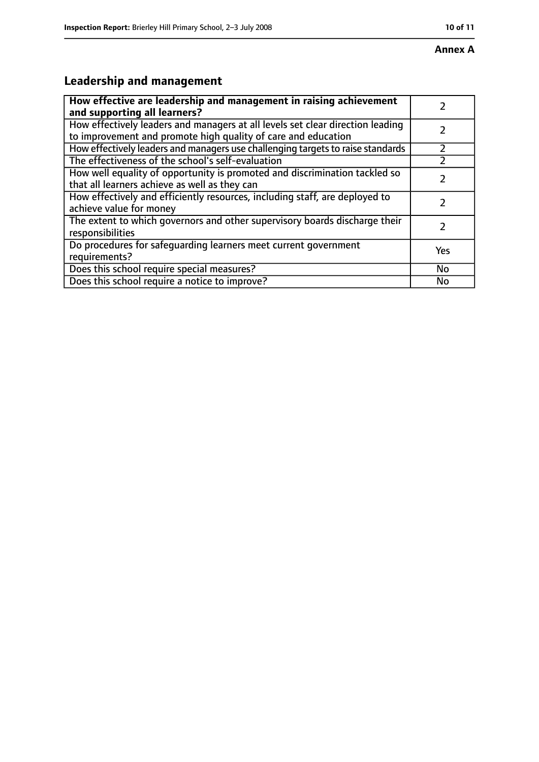**Annex A**

## Leadership and management

| **How effective are leadership and management in raising achievement and supporting all learners?** | 2 |
|---|---|
| How effectively leaders and managers at all levels set clear direction leading to improvement and promote high quality of care and education | 2 |
| How effectively leaders and managers use challenging targets to raise standards | 2 |
| The effectiveness of the school's self-evaluation | 2 |
| How well equality of opportunity is promoted and discrimination tackled so that all learners achieve as well as they can | 2 |
| How effectively and efficiently resources, including staff, are deployed to achieve value for money | 2 |
| The extent to which governors and other supervisory boards discharge their responsibilities | 2 |
| Do procedures for safeguarding learners meet current government requirements? | Yes |
| Does this school require special measures? | No |
| Does this school require a notice to improve? | No |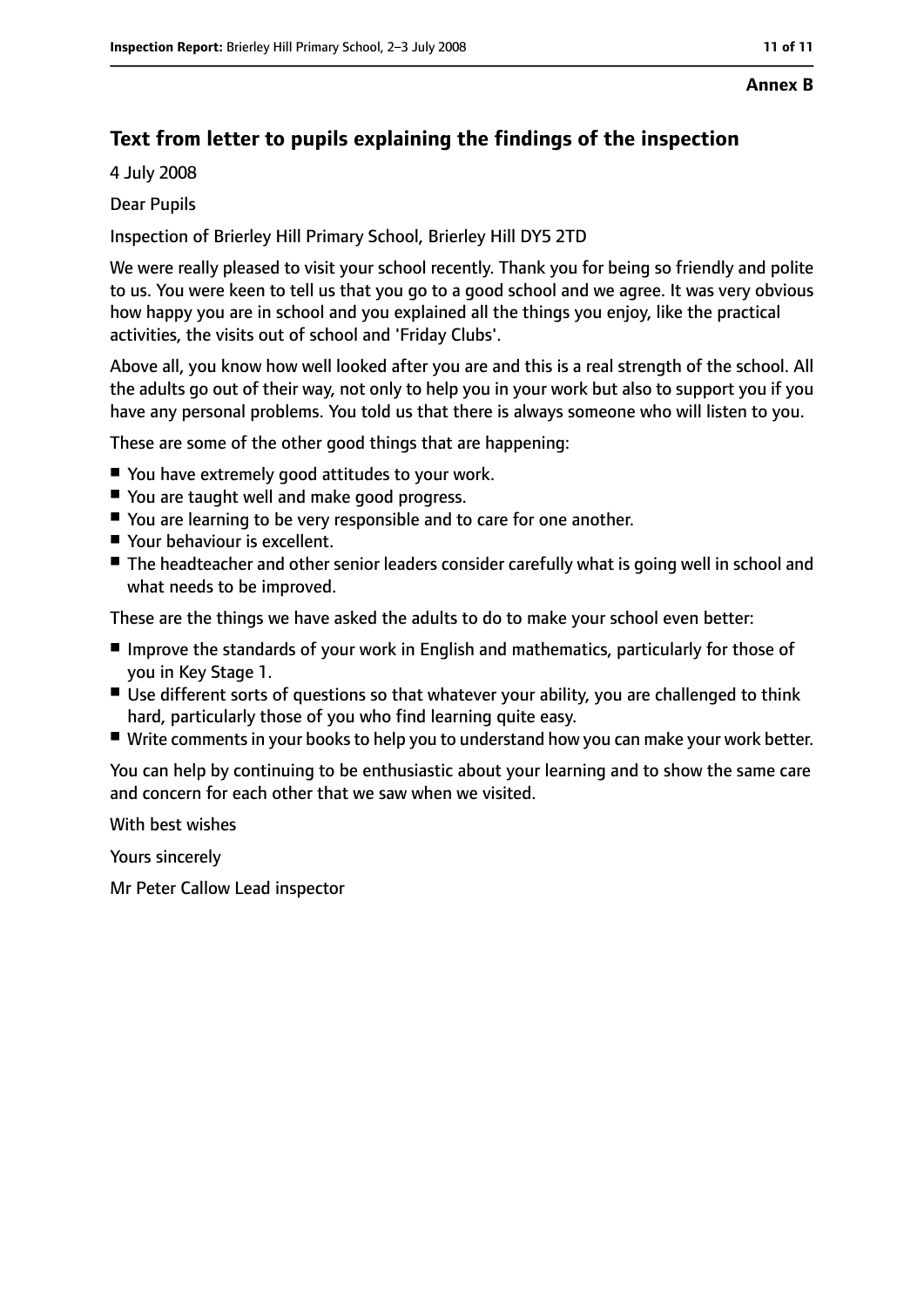**Annex B**

## Text from letter to pupils explaining the findings of the inspection

4 July 2008

Dear Pupils

Inspection of Brierley Hill Primary School, Brierley Hill DY5 2TD

We were really pleased to visit your school recently. Thank you for being so friendly and polite to us. You were keen to tell us that you go to a good school and we agree. It was very obvious how happy you are in school and you explained all the things you enjoy, like the practical activities, the visits out of school and 'Friday Clubs'.

Above all, you know how well looked after you are and this is a real strength of the school. All the adults go out of their way, not only to help you in your work but also to support you if you have any personal problems. You told us that there is always someone who will listen to you.

These are some of the other good things that are happening:

- You have extremely good attitudes to your work.
- You are taught well and make good progress.
- You are learning to be very responsible and to care for one another.
- Your behaviour is excellent.
- The headteacher and other senior leaders consider carefully what is going well in school and what needs to be improved.

These are the things we have asked the adults to do to make your school even better:

- Improve the standards of your work in English and mathematics, particularly for those of you in Key Stage 1.
- Use different sorts of questions so that whatever your ability, you are challenged to think hard, particularly those of you who find learning quite easy.
- Write comments in your books to help you to understand how you can make your work better.

You can help by continuing to be enthusiastic about your learning and to show the same care and concern for each other that we saw when we visited.

With best wishes

Yours sincerely

Mr Peter Callow Lead inspector